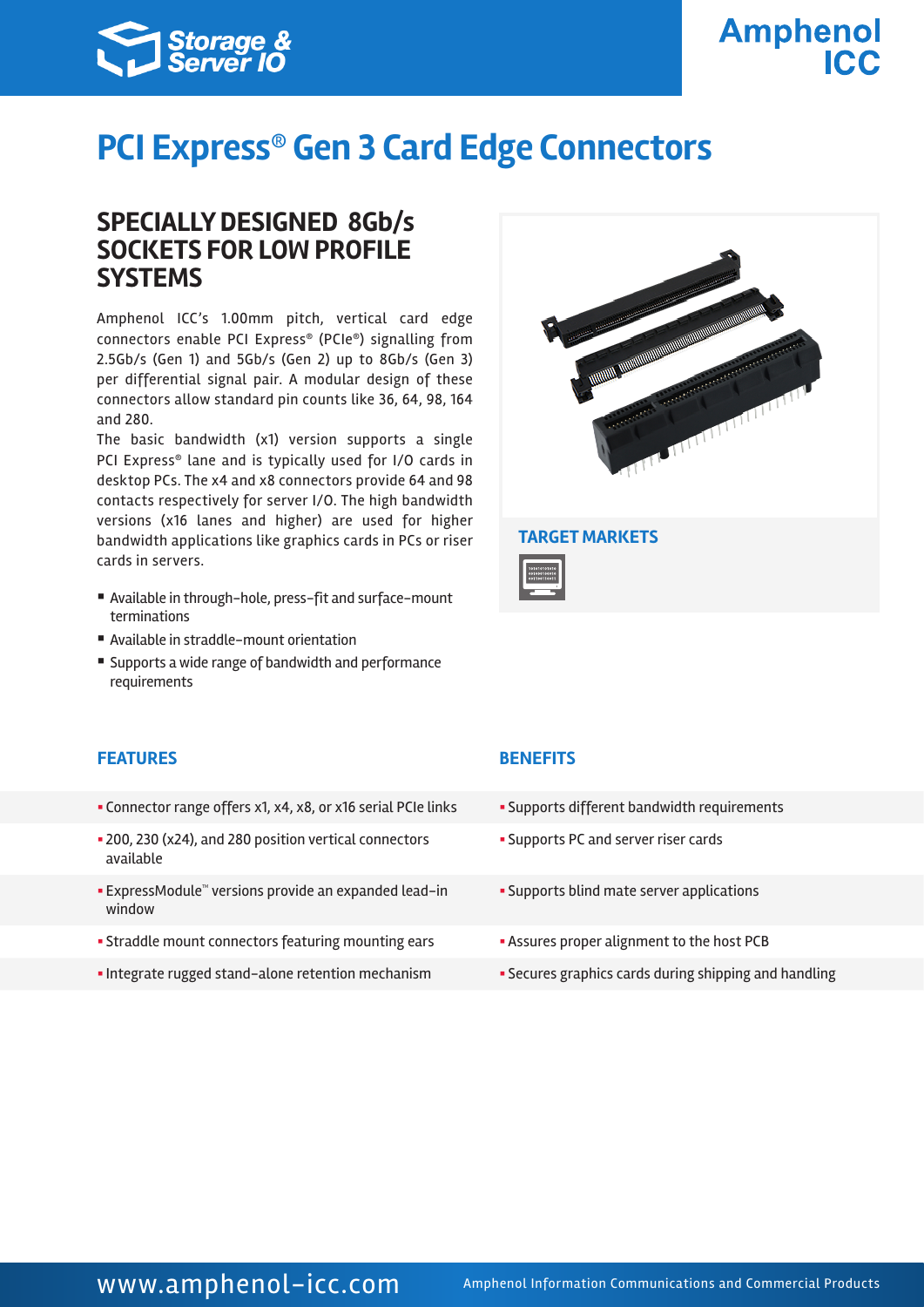Storage & Server IO

Amphenol ICC

# PCI Express® Gen 3 Card Edge Connectors

## SPECIALLY DESIGNED 8Gb/s SOCKETS FOR LOW PROFILE SYSTEMS

Amphenol ICC's 1.00mm pitch, vertical card edge connectors enable PCI Express® (PCIe®) signalling from 2.5Gb/s (Gen 1) and 5Gb/s (Gen 2) up to 8Gb/s (Gen 3) per differential signal pair. A modular design of these connectors allow standard pin counts like 36, 64, 98, 164 and 280.

The basic bandwidth (x1) version supports a single PCI Express® lane and is typically used for I/O cards in desktop PCs. The x4 and x8 connectors provide 64 and 98 contacts respectively for server I/O. The high bandwidth versions (x16 lanes and higher) are used for higher bandwidth applications like graphics cards in PCs or riser cards in servers.

- Available in through-hole, press-fit and surface-mount terminations
- Available in straddle-mount orientation
- Supports a wide range of bandwidth and performance requirements

### TARGET MARKETS

| FEATURES | BENEFITS |
|---|---|
| Connector range offers x1, x4, x8, or x16 serial PCIe links | Supports different bandwidth requirements |
| 200, 230 (x24), and 280 position vertical connectors available | Supports PC and server riser cards |
| ExpressModule™ versions provide an expanded lead-in window | Supports blind mate server applications |
| Straddle mount connectors featuring mounting ears | Assures proper alignment to the host PCB |
| Integrate rugged stand-alone retention mechanism | Secures graphics cards during shipping and handling |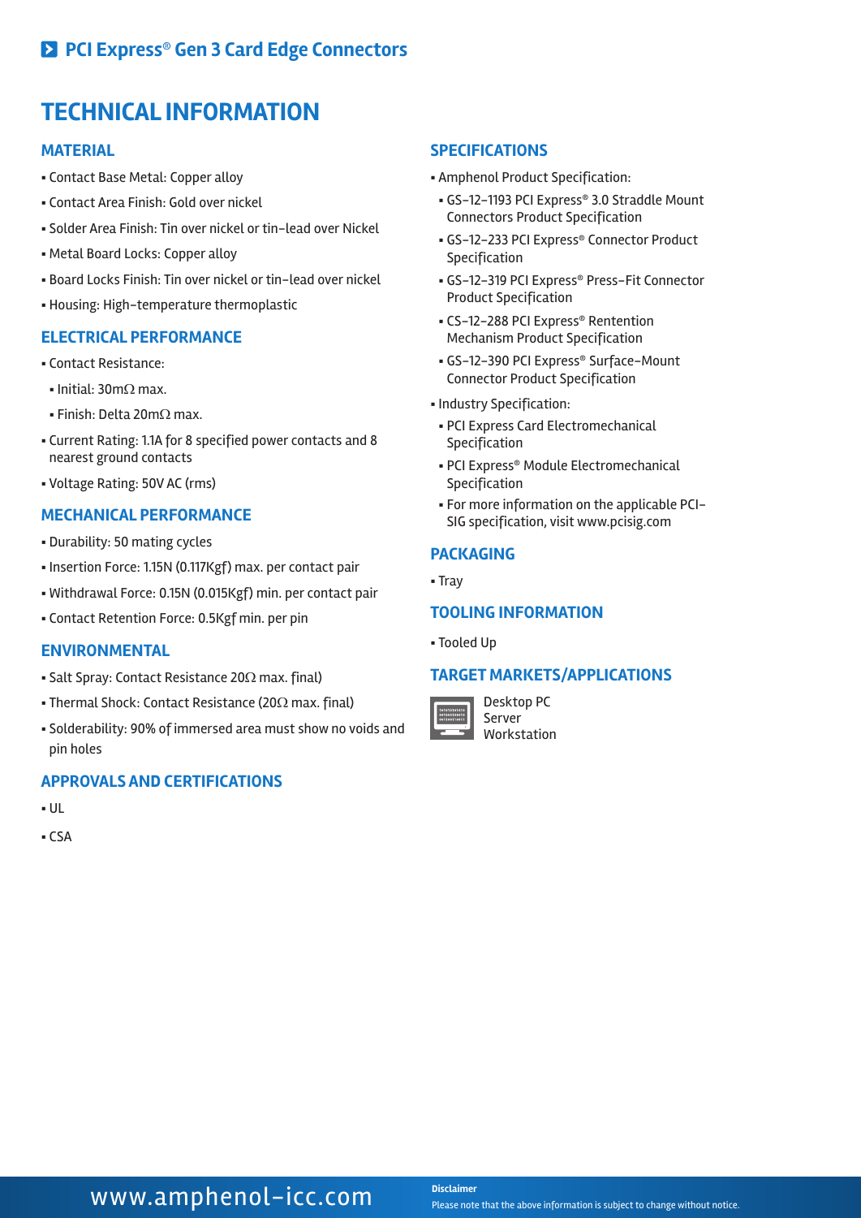## PCI Express® Gen 3 Card Edge Connectors

# TECHNICAL INFORMATION

### MATERIAL

- Contact Base Metal: Copper alloy
- Contact Area Finish: Gold over nickel
- Solder Area Finish: Tin over nickel or tin-lead over Nickel
- Metal Board Locks: Copper alloy
- Board Locks Finish: Tin over nickel or tin-lead over nickel
- Housing: High-temperature thermoplastic

### ELECTRICAL PERFORMANCE

- Contact Resistance:
  - Initial: 30mΩ max.
  - Finish: Delta 20mΩ max.
- Current Rating: 1.1A for 8 specified power contacts and 8 nearest ground contacts
- Voltage Rating: 50V AC (rms)

### MECHANICAL PERFORMANCE

- Durability: 50 mating cycles
- Insertion Force: 1.15N (0.117Kgf) max. per contact pair
- Withdrawal Force: 0.15N (0.015Kgf) min. per contact pair
- Contact Retention Force: 0.5Kgf min. per pin

### ENVIRONMENTAL

- Salt Spray: Contact Resistance 20Ω max. final)
- Thermal Shock: Contact Resistance (20Ω max. final)
- Solderability: 90% of immersed area must show no voids and pin holes

### APPROVALS AND CERTIFICATIONS

- UL
- CSA

### SPECIFICATIONS

- Amphenol Product Specification:
  - GS-12-1193 PCI Express® 3.0 Straddle Mount Connectors Product Specification
  - GS-12-233 PCI Express® Connector Product Specification
  - GS-12-319 PCI Express® Press-Fit Connector Product Specification
  - CS-12-288 PCI Express® Rentention Mechanism Product Specification
  - GS-12-390 PCI Express® Surface-Mount Connector Product Specification
- Industry Specification:
  - PCI Express Card Electromechanical Specification
  - PCI Express® Module Electromechanical Specification
  - For more information on the applicable PCI-SIG specification, visit www.pcisig.com

### PACKAGING

- Tray

### TOOLING INFORMATION

- Tooled Up

### TARGET MARKETS/APPLICATIONS

Desktop PC
Server
Workstation

www.amphenol-icc.com

**Disclaimer**
Please note that the above information is subject to change without notice.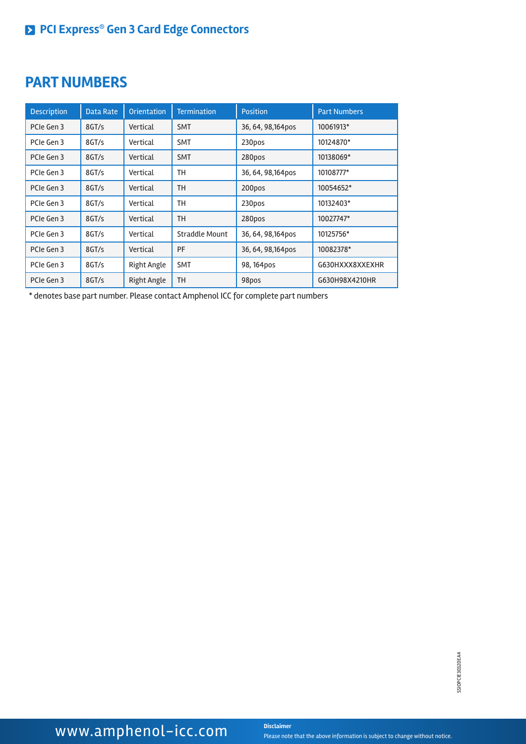## PCI Express® Gen 3 Card Edge Connectors

# PART NUMBERS

| Description | Data Rate | Orientation | Termination | Position | Part Numbers |
|---|---|---|---|---|---|
| PCIe Gen 3 | 8GT/s | Vertical | SMT | 36, 64, 98,164pos | 10061913* |
| PCIe Gen 3 | 8GT/s | Vertical | SMT | 230pos | 10124870* |
| PCIe Gen 3 | 8GT/s | Vertical | SMT | 280pos | 10138069* |
| PCIe Gen 3 | 8GT/s | Vertical | TH | 36, 64, 98,164pos | 10108777* |
| PCIe Gen 3 | 8GT/s | Vertical | TH | 200pos | 10054652* |
| PCIe Gen 3 | 8GT/s | Vertical | TH | 230pos | 10132403* |
| PCIe Gen 3 | 8GT/s | Vertical | TH | 280pos | 10027747* |
| PCIe Gen 3 | 8GT/s | Vertical | Straddle Mount | 36, 64, 98,164pos | 10125756* |
| PCIe Gen 3 | 8GT/s | Vertical | PF | 36, 64, 98,164pos | 10082378* |
| PCIe Gen 3 | 8GT/s | Right Angle | SMT | 98, 164pos | G630HXXX8XXEXHR |
| PCIe Gen 3 | 8GT/s | Right Angle | TH | 98pos | G630H98X4210HR |

* denotes base part number. Please contact Amphenol ICC for complete part numbers

SSIOPCIE30320EA4

www.amphenol-icc.com

**Disclaimer**

Please note that the above information is subject to change without notice.